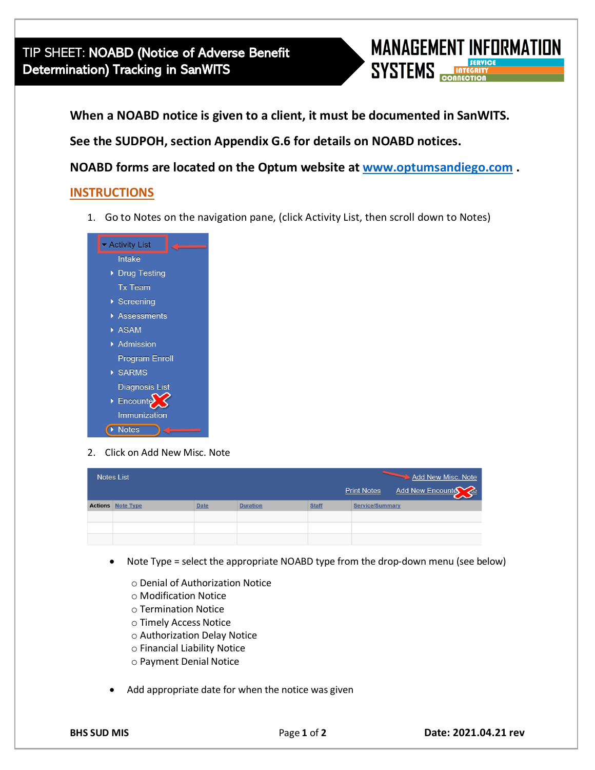# TIP SHEET: NOABD (Notice of Adverse Benefit Determination) Tracking in SanWITS

**When a NOABD notice is given to a client, it must be documented in SanWITS.**

**See the SUDPOH, section Appendix G.6 for details on NOABD notices.**

**NOABD forms are located on the Optum website at [www.optumsandiego.com](http://www.optumsandiego.com) .**

## INSTRUCTIONS

1. Go to Notes on the navigation pane, (click Activity List, then scroll down to Notes)

2. Click on Add New Misc. Note

   - Note Type = select the appropriate NOABD type from the drop-down menu (see below)
     - Denial of Authorization Notice
     - Modification Notice
     - Termination Notice
     - Timely Access Notice
     - Authorization Delay Notice
     - Financial Liability Notice
     - Payment Denial Notice

   - Add appropriate date for when the notice was given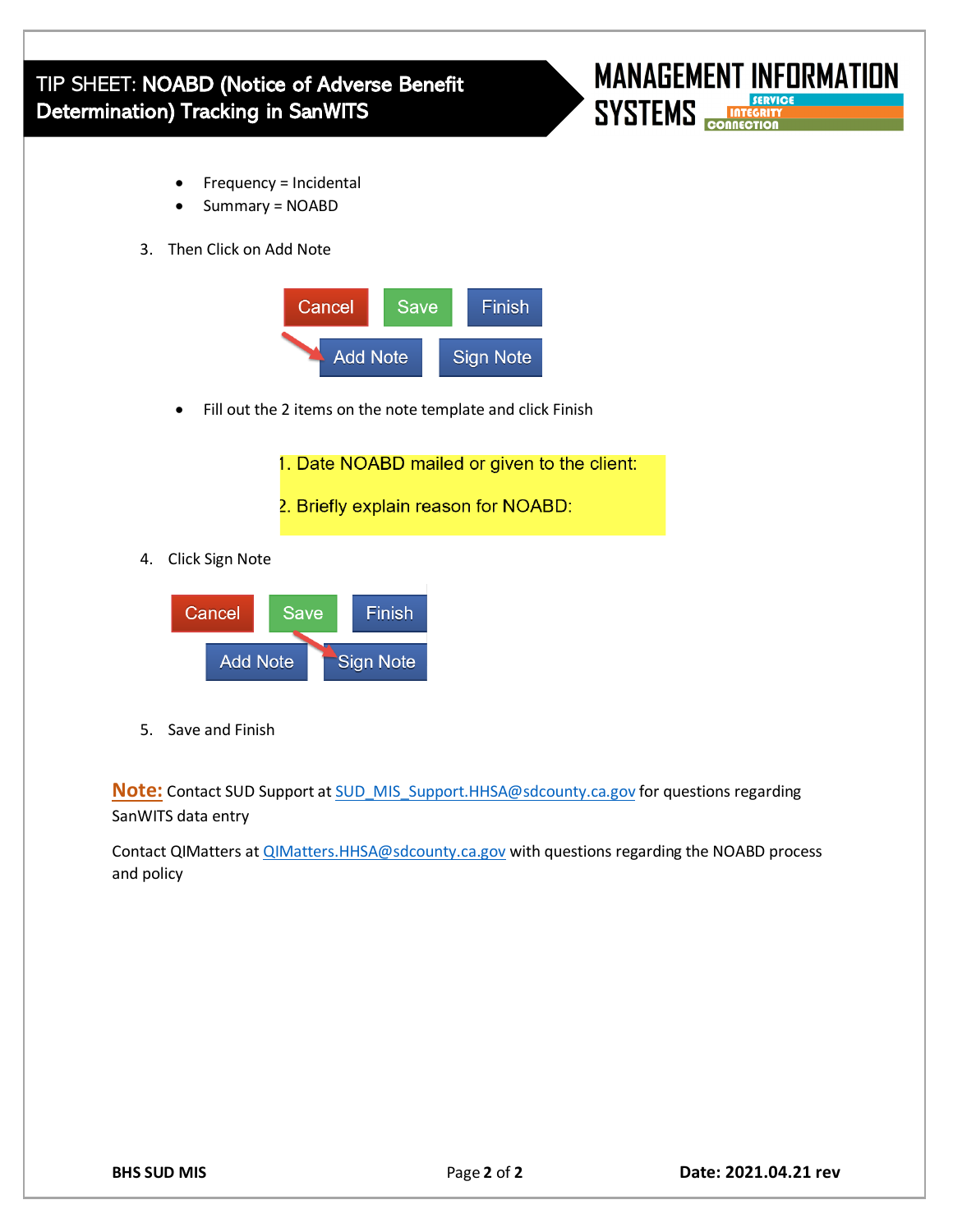- Frequency = Incidental
- Summary = NOABD

3. Then Click on Add Note

Cancel Save Finish

Add Note Sign Note

- Fill out the 2 items on the note template and click Finish

1. Date NOABD mailed or given to the client:

2. Briefly explain reason for NOABD:

4. Click Sign Note

Cancel Save Finish

Add Note Sign Note

5. Save and Finish

**Note:** Contact SUD Support at SUD_MIS_Support.HHSA@sdcounty.ca.gov for questions regarding SanWITS data entry

Contact QIMatters at QIMatters.HHSA@sdcounty.ca.gov with questions regarding the NOABD process and policy